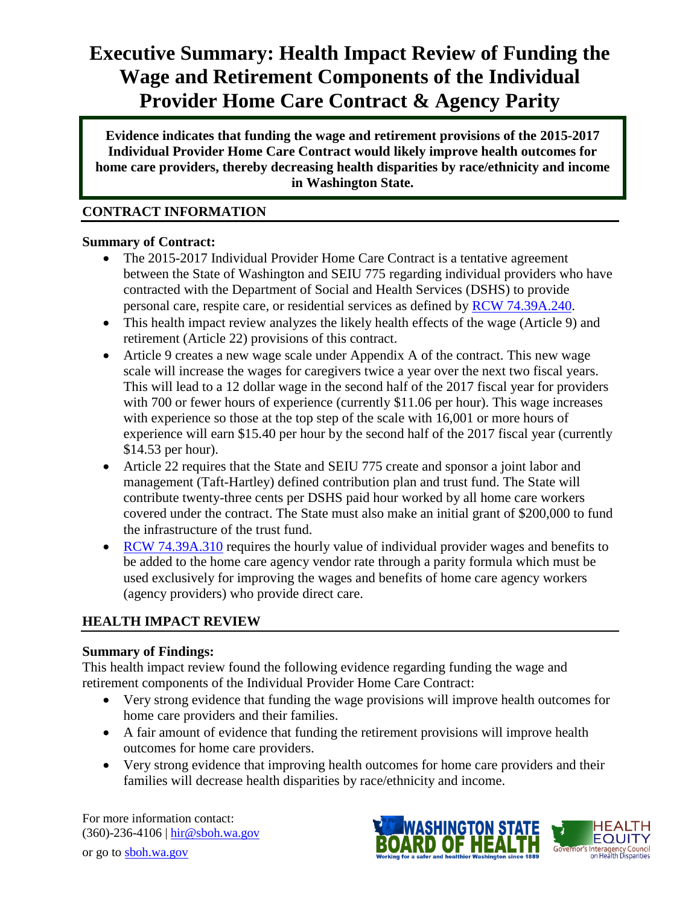# Executive Summary: Health Impact Review of Funding the Wage and Retirement Components of the Individual Provider Home Care Contract & Agency Parity

**Evidence indicates that funding the wage and retirement provisions of the 2015-2017 Individual Provider Home Care Contract would likely improve health outcomes for home care providers, thereby decreasing health disparities by race/ethnicity and income in Washington State.**

## CONTRACT INFORMATION

### Summary of Contract:

- The 2015-2017 Individual Provider Home Care Contract is a tentative agreement between the State of Washington and SEIU 775 regarding individual providers who have contracted with the Department of Social and Health Services (DSHS) to provide personal care, respite care, or residential services as defined by RCW 74.39A.240.
- This health impact review analyzes the likely health effects of the wage (Article 9) and retirement (Article 22) provisions of this contract.
- Article 9 creates a new wage scale under Appendix A of the contract. This new wage scale will increase the wages for caregivers twice a year over the next two fiscal years. This will lead to a 12 dollar wage in the second half of the 2017 fiscal year for providers with 700 or fewer hours of experience (currently $11.06 per hour). This wage increases with experience so those at the top step of the scale with 16,001 or more hours of experience will earn $15.40 per hour by the second half of the 2017 fiscal year (currently $14.53 per hour).
- Article 22 requires that the State and SEIU 775 create and sponsor a joint labor and management (Taft-Hartley) defined contribution plan and trust fund. The State will contribute twenty-three cents per DSHS paid hour worked by all home care workers covered under the contract. The State must also make an initial grant of $200,000 to fund the infrastructure of the trust fund.
- RCW 74.39A.310 requires the hourly value of individual provider wages and benefits to be added to the home care agency vendor rate through a parity formula which must be used exclusively for improving the wages and benefits of home care agency workers (agency providers) who provide direct care.

## HEALTH IMPACT REVIEW

### Summary of Findings:

This health impact review found the following evidence regarding funding the wage and retirement components of the Individual Provider Home Care Contract:

- Very strong evidence that funding the wage provisions will improve health outcomes for home care providers and their families.
- A fair amount of evidence that funding the retirement provisions will improve health outcomes for home care providers.
- Very strong evidence that improving health outcomes for home care providers and their families will decrease health disparities by race/ethnicity and income.

For more information contact:
(360)-236-4106 | hir@sboh.wa.gov

or go to sboh.wa.gov

WASHINGTON STATE BOARD OF HEALTH — Working for a safer and healthier Washington since 1889

HEALTH EQUITY — Governor's Interagency Council on Health Disparities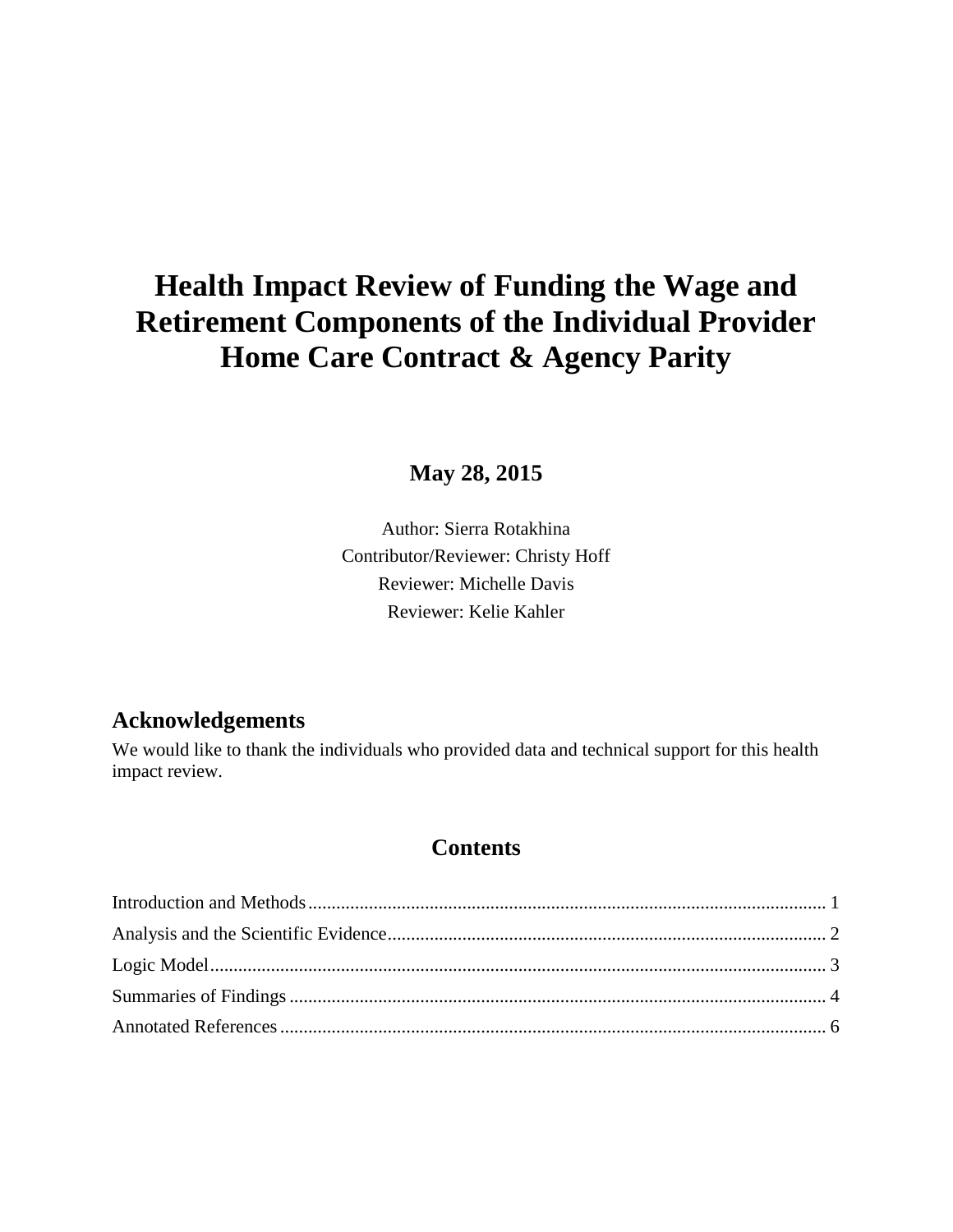# Health Impact Review of Funding the Wage and Retirement Components of the Individual Provider Home Care Contract & Agency Parity

**May 28, 2015**

Author: Sierra Rotakhina
Contributor/Reviewer: Christy Hoff
Reviewer: Michelle Davis
Reviewer: Kelie Kahler

## Acknowledgements

We would like to thank the individuals who provided data and technical support for this health impact review.

## Contents

Introduction and Methods ........................................................................................................ 1
Analysis and the Scientific Evidence ........................................................................................ 2
Logic Model ............................................................................................................................. 3
Summaries of Findings ............................................................................................................ 4
Annotated References .............................................................................................................. 6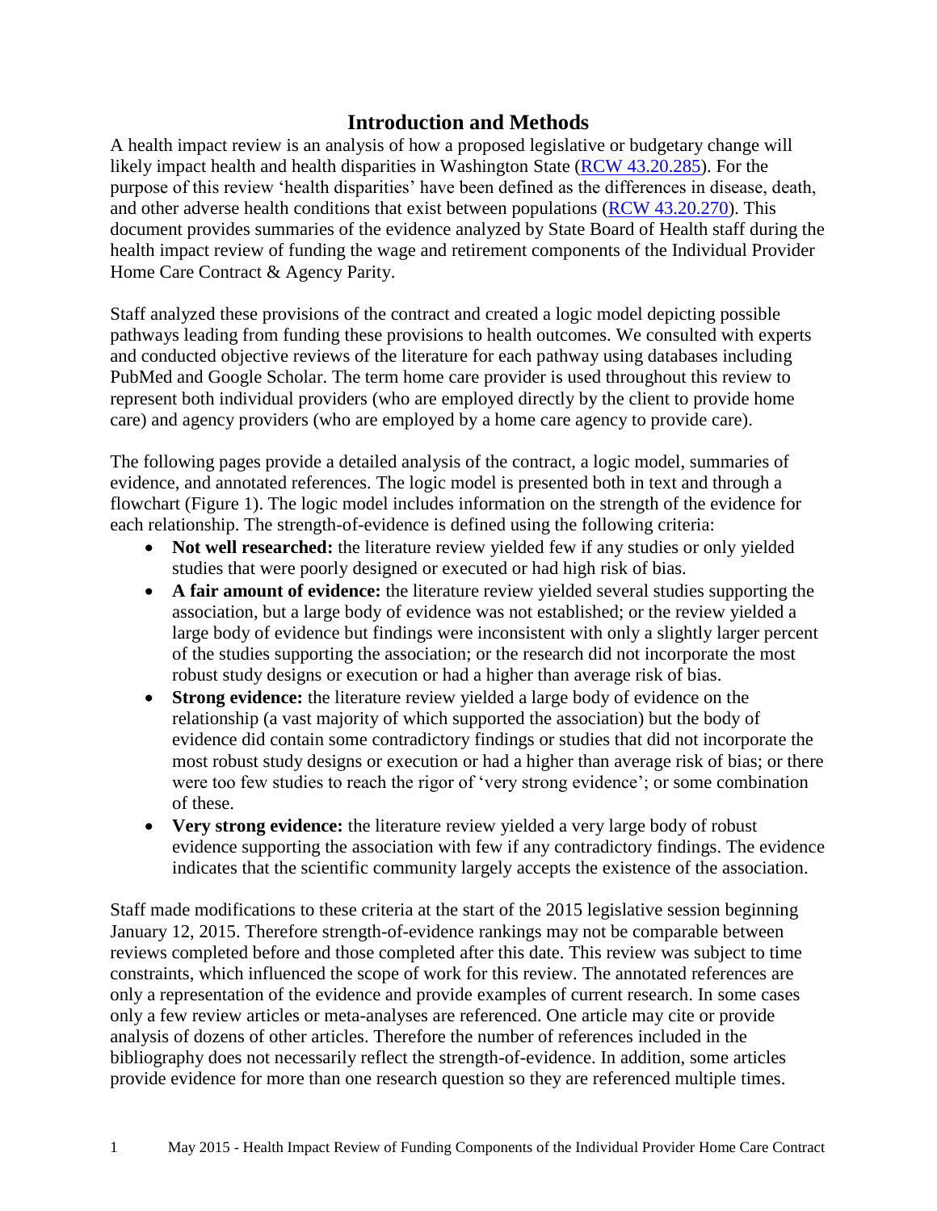# Introduction and Methods

A health impact review is an analysis of how a proposed legislative or budgetary change will likely impact health and health disparities in Washington State (RCW 43.20.285). For the purpose of this review 'health disparities' have been defined as the differences in disease, death, and other adverse health conditions that exist between populations (RCW 43.20.270). This document provides summaries of the evidence analyzed by State Board of Health staff during the health impact review of funding the wage and retirement components of the Individual Provider Home Care Contract & Agency Parity.

Staff analyzed these provisions of the contract and created a logic model depicting possible pathways leading from funding these provisions to health outcomes. We consulted with experts and conducted objective reviews of the literature for each pathway using databases including PubMed and Google Scholar. The term home care provider is used throughout this review to represent both individual providers (who are employed directly by the client to provide home care) and agency providers (who are employed by a home care agency to provide care).

The following pages provide a detailed analysis of the contract, a logic model, summaries of evidence, and annotated references. The logic model is presented both in text and through a flowchart (Figure 1). The logic model includes information on the strength of the evidence for each relationship. The strength-of-evidence is defined using the following criteria:

- **Not well researched:** the literature review yielded few if any studies or only yielded studies that were poorly designed or executed or had high risk of bias.
- **A fair amount of evidence:** the literature review yielded several studies supporting the association, but a large body of evidence was not established; or the review yielded a large body of evidence but findings were inconsistent with only a slightly larger percent of the studies supporting the association; or the research did not incorporate the most robust study designs or execution or had a higher than average risk of bias.
- **Strong evidence:** the literature review yielded a large body of evidence on the relationship (a vast majority of which supported the association) but the body of evidence did contain some contradictory findings or studies that did not incorporate the most robust study designs or execution or had a higher than average risk of bias; or there were too few studies to reach the rigor of 'very strong evidence'; or some combination of these.
- **Very strong evidence:** the literature review yielded a very large body of robust evidence supporting the association with few if any contradictory findings. The evidence indicates that the scientific community largely accepts the existence of the association.

Staff made modifications to these criteria at the start of the 2015 legislative session beginning January 12, 2015. Therefore strength-of-evidence rankings may not be comparable between reviews completed before and those completed after this date. This review was subject to time constraints, which influenced the scope of work for this review. The annotated references are only a representation of the evidence and provide examples of current research. In some cases only a few review articles or meta-analyses are referenced. One article may cite or provide analysis of dozens of other articles. Therefore the number of references included in the bibliography does not necessarily reflect the strength-of-evidence. In addition, some articles provide evidence for more than one research question so they are referenced multiple times.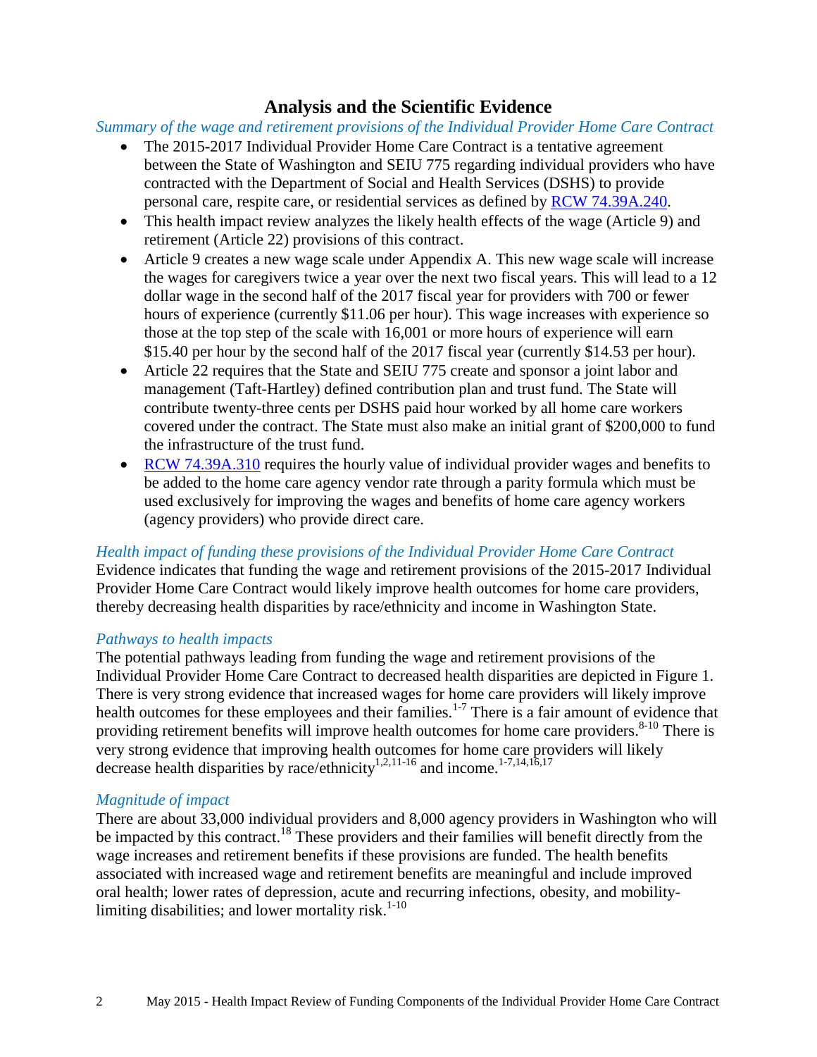# Analysis and the Scientific Evidence

*Summary of the wage and retirement provisions of the Individual Provider Home Care Contract*

- The 2015-2017 Individual Provider Home Care Contract is a tentative agreement between the State of Washington and SEIU 775 regarding individual providers who have contracted with the Department of Social and Health Services (DSHS) to provide personal care, respite care, or residential services as defined by [RCW 74.39A.240](RCW 74.39A.240).
- This health impact review analyzes the likely health effects of the wage (Article 9) and retirement (Article 22) provisions of this contract.
- Article 9 creates a new wage scale under Appendix A. This new wage scale will increase the wages for caregivers twice a year over the next two fiscal years. This will lead to a 12 dollar wage in the second half of the 2017 fiscal year for providers with 700 or fewer hours of experience (currently $11.06 per hour). This wage increases with experience so those at the top step of the scale with 16,001 or more hours of experience will earn $15.40 per hour by the second half of the 2017 fiscal year (currently $14.53 per hour).
- Article 22 requires that the State and SEIU 775 create and sponsor a joint labor and management (Taft-Hartley) defined contribution plan and trust fund. The State will contribute twenty-three cents per DSHS paid hour worked by all home care workers covered under the contract. The State must also make an initial grant of $200,000 to fund the infrastructure of the trust fund.
- [RCW 74.39A.310](RCW 74.39A.310) requires the hourly value of individual provider wages and benefits to be added to the home care agency vendor rate through a parity formula which must be used exclusively for improving the wages and benefits of home care agency workers (agency providers) who provide direct care.

*Health impact of funding these provisions of the Individual Provider Home Care Contract*

Evidence indicates that funding the wage and retirement provisions of the 2015-2017 Individual Provider Home Care Contract would likely improve health outcomes for home care providers, thereby decreasing health disparities by race/ethnicity and income in Washington State.

*Pathways to health impacts*

The potential pathways leading from funding the wage and retirement provisions of the Individual Provider Home Care Contract to decreased health disparities are depicted in Figure 1. There is very strong evidence that increased wages for home care providers will likely improve health outcomes for these employees and their families.[1-7] There is a fair amount of evidence that providing retirement benefits will improve health outcomes for home care providers.[8-10] There is very strong evidence that improving health outcomes for home care providers will likely decrease health disparities by race/ethnicity[1,2,11-16] and income.[1-7,14,16,17]

*Magnitude of impact*

There are about 33,000 individual providers and 8,000 agency providers in Washington who will be impacted by this contract.[18] These providers and their families will benefit directly from the wage increases and retirement benefits if these provisions are funded. The health benefits associated with increased wage and retirement benefits are meaningful and include improved oral health; lower rates of depression, acute and recurring infections, obesity, and mobility-limiting disabilities; and lower mortality risk.[1-10]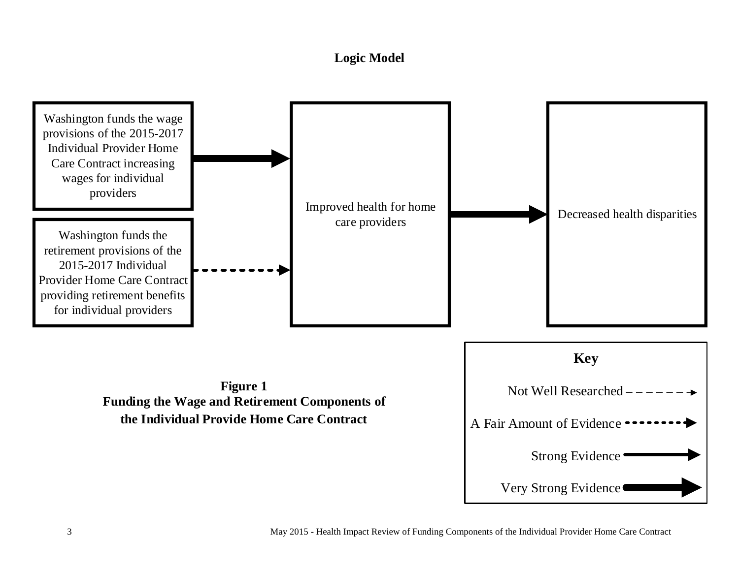## Logic Model

Washington funds the wage provisions of the 2015-2017 Individual Provider Home Care Contract increasing wages for individual providers

Washington funds the retirement provisions of the 2015-2017 Individual Provider Home Care Contract providing retirement benefits for individual providers

Improved health for home care providers

Decreased health disparities

**Key**

Not Well Researched

A Fair Amount of Evidence

Strong Evidence

Very Strong Evidence

**Figure 1**
**Funding the Wage and Retirement Components of the Individual Provide Home Care Contract**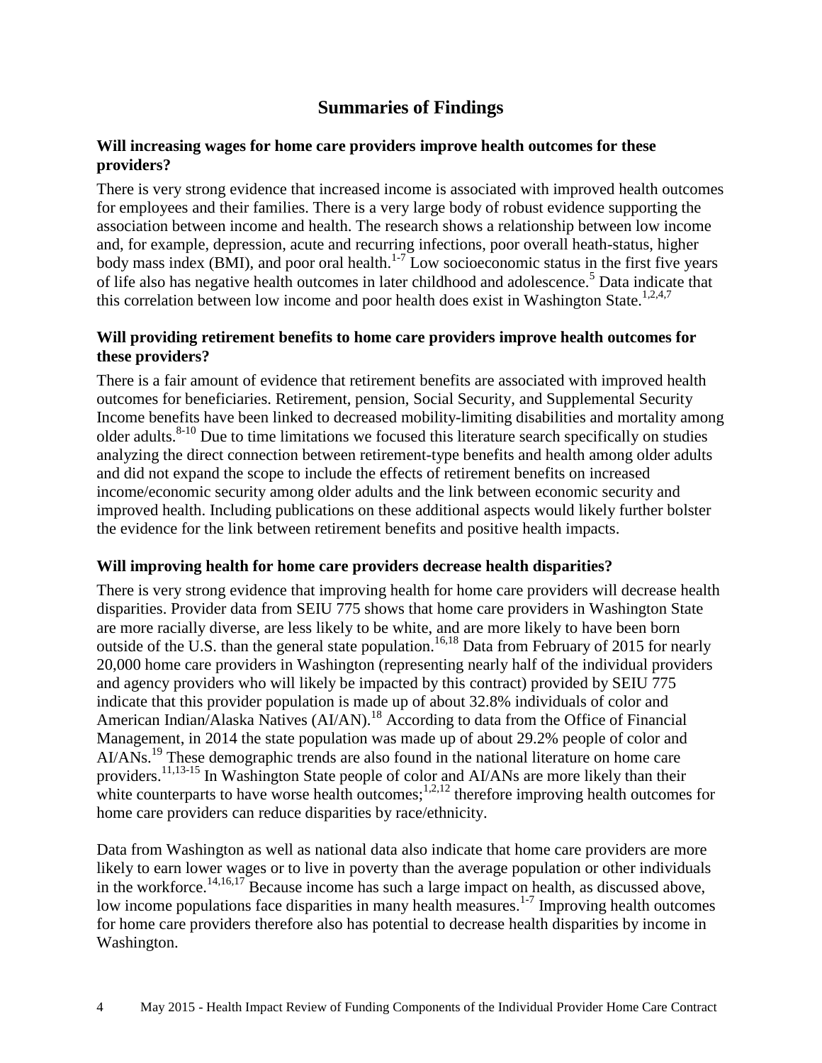# Summaries of Findings

### Will increasing wages for home care providers improve health outcomes for these providers?

There is very strong evidence that increased income is associated with improved health outcomes for employees and their families. There is a very large body of robust evidence supporting the association between income and health. The research shows a relationship between low income and, for example, depression, acute and recurring infections, poor overall heath-status, higher body mass index (BMI), and poor oral health.[1-7] Low socioeconomic status in the first five years of life also has negative health outcomes in later childhood and adolescence.[5] Data indicate that this correlation between low income and poor health does exist in Washington State.[1,2,4,7]

### Will providing retirement benefits to home care providers improve health outcomes for these providers?

There is a fair amount of evidence that retirement benefits are associated with improved health outcomes for beneficiaries. Retirement, pension, Social Security, and Supplemental Security Income benefits have been linked to decreased mobility-limiting disabilities and mortality among older adults.[8-10] Due to time limitations we focused this literature search specifically on studies analyzing the direct connection between retirement-type benefits and health among older adults and did not expand the scope to include the effects of retirement benefits on increased income/economic security among older adults and the link between economic security and improved health. Including publications on these additional aspects would likely further bolster the evidence for the link between retirement benefits and positive health impacts.

### Will improving health for home care providers decrease health disparities?

There is very strong evidence that improving health for home care providers will decrease health disparities. Provider data from SEIU 775 shows that home care providers in Washington State are more racially diverse, are less likely to be white, and are more likely to have been born outside of the U.S. than the general state population.[16,18] Data from February of 2015 for nearly 20,000 home care providers in Washington (representing nearly half of the individual providers and agency providers who will likely be impacted by this contract) provided by SEIU 775 indicate that this provider population is made up of about 32.8% individuals of color and American Indian/Alaska Natives (AI/AN).[18] According to data from the Office of Financial Management, in 2014 the state population was made up of about 29.2% people of color and AI/ANs.[19] These demographic trends are also found in the national literature on home care providers.[11,13-15] In Washington State people of color and AI/ANs are more likely than their white counterparts to have worse health outcomes;[1,2,12] therefore improving health outcomes for home care providers can reduce disparities by race/ethnicity.

Data from Washington as well as national data also indicate that home care providers are more likely to earn lower wages or to live in poverty than the average population or other individuals in the workforce.[14,16,17] Because income has such a large impact on health, as discussed above, low income populations face disparities in many health measures.[1-7] Improving health outcomes for home care providers therefore also has potential to decrease health disparities by income in Washington.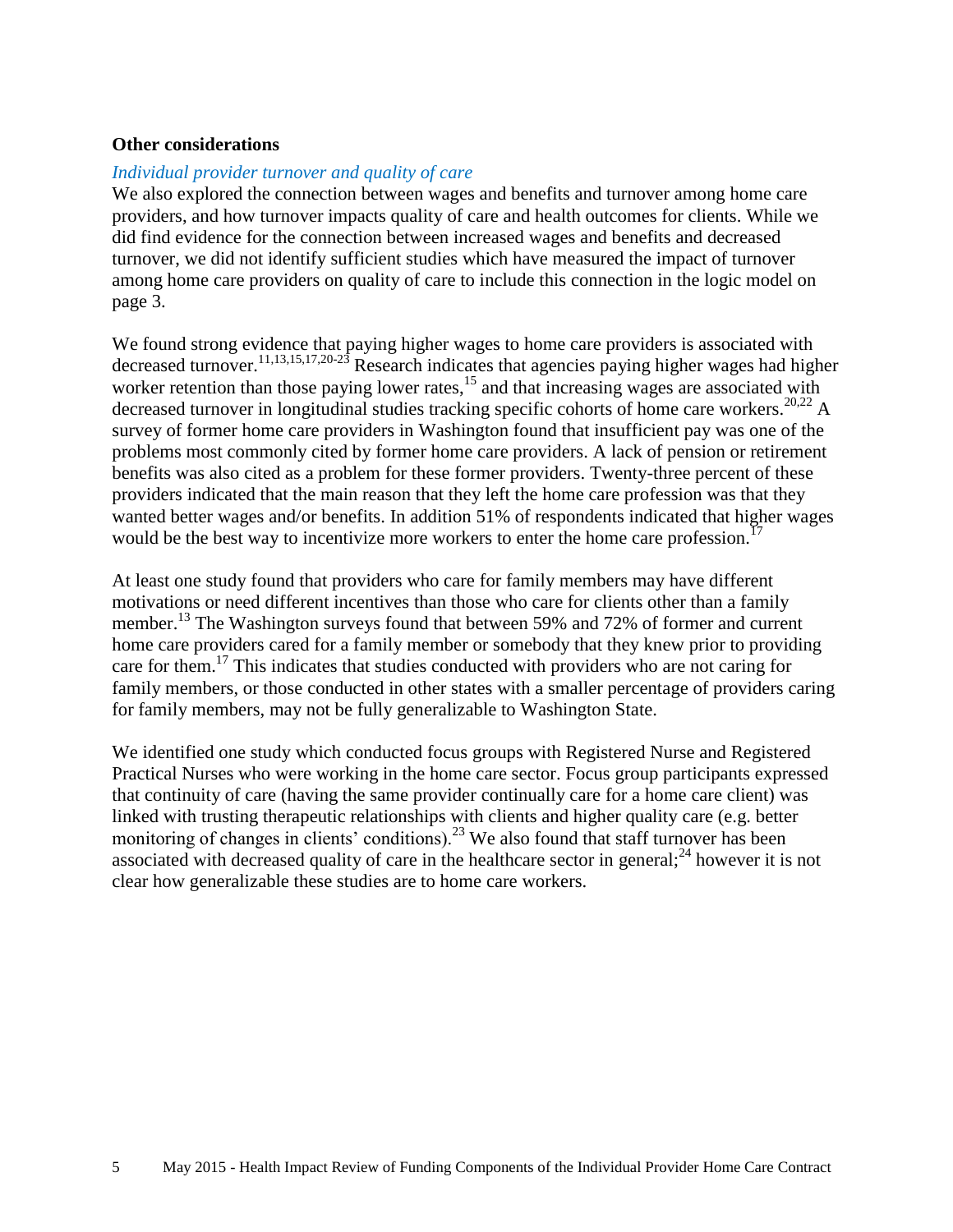**Other considerations**

*Individual provider turnover and quality of care*

We also explored the connection between wages and benefits and turnover among home care providers, and how turnover impacts quality of care and health outcomes for clients. While we did find evidence for the connection between increased wages and benefits and decreased turnover, we did not identify sufficient studies which have measured the impact of turnover among home care providers on quality of care to include this connection in the logic model on page 3.

We found strong evidence that paying higher wages to home care providers is associated with decreased turnover.[11,13,15,17,20-23] Research indicates that agencies paying higher wages had higher worker retention than those paying lower rates,[15] and that increasing wages are associated with decreased turnover in longitudinal studies tracking specific cohorts of home care workers.[20,22] A survey of former home care providers in Washington found that insufficient pay was one of the problems most commonly cited by former home care providers. A lack of pension or retirement benefits was also cited as a problem for these former providers. Twenty-three percent of these providers indicated that the main reason that they left the home care profession was that they wanted better wages and/or benefits. In addition 51% of respondents indicated that higher wages would be the best way to incentivize more workers to enter the home care profession.[17]

At least one study found that providers who care for family members may have different motivations or need different incentives than those who care for clients other than a family member.[13] The Washington surveys found that between 59% and 72% of former and current home care providers cared for a family member or somebody that they knew prior to providing care for them.[17] This indicates that studies conducted with providers who are not caring for family members, or those conducted in other states with a smaller percentage of providers caring for family members, may not be fully generalizable to Washington State.

We identified one study which conducted focus groups with Registered Nurse and Registered Practical Nurses who were working in the home care sector. Focus group participants expressed that continuity of care (having the same provider continually care for a home care client) was linked with trusting therapeutic relationships with clients and higher quality care (e.g. better monitoring of changes in clients' conditions).[23] We also found that staff turnover has been associated with decreased quality of care in the healthcare sector in general;[24] however it is not clear how generalizable these studies are to home care workers.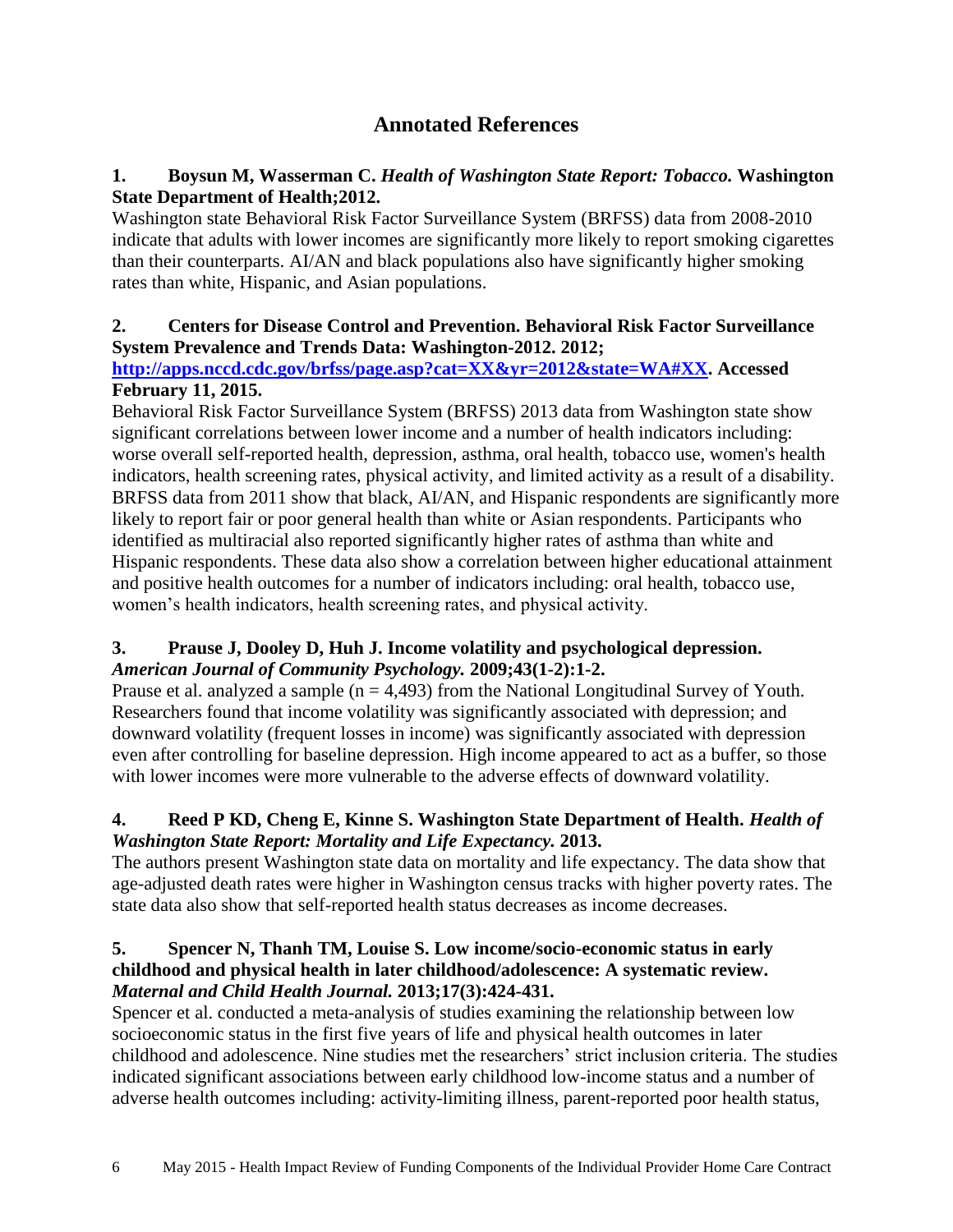# Annotated References

**1. Boysun M, Wasserman C. *Health of Washington State Report: Tobacco.* Washington State Department of Health;2012.**

Washington state Behavioral Risk Factor Surveillance System (BRFSS) data from 2008-2010 indicate that adults with lower incomes are significantly more likely to report smoking cigarettes than their counterparts. AI/AN and black populations also have significantly higher smoking rates than white, Hispanic, and Asian populations.

**2. Centers for Disease Control and Prevention. Behavioral Risk Factor Surveillance System Prevalence and Trends Data: Washington-2012. 2012; [http://apps.nccd.cdc.gov/brfss/page.asp?cat=XX&yr=2012&state=WA#XX](http://apps.nccd.cdc.gov/brfss/page.asp?cat=XX&yr=2012&state=WA#XX). Accessed February 11, 2015.**

Behavioral Risk Factor Surveillance System (BRFSS) 2013 data from Washington state show significant correlations between lower income and a number of health indicators including: worse overall self-reported health, depression, asthma, oral health, tobacco use, women's health indicators, health screening rates, physical activity, and limited activity as a result of a disability. BRFSS data from 2011 show that black, AI/AN, and Hispanic respondents are significantly more likely to report fair or poor general health than white or Asian respondents. Participants who identified as multiracial also reported significantly higher rates of asthma than white and Hispanic respondents. These data also show a correlation between higher educational attainment and positive health outcomes for a number of indicators including: oral health, tobacco use, women's health indicators, health screening rates, and physical activity.

**3. Prause J, Dooley D, Huh J. Income volatility and psychological depression. *American Journal of Community Psychology.* 2009;43(1-2):1-2.**

Prause et al. analyzed a sample (n = 4,493) from the National Longitudinal Survey of Youth. Researchers found that income volatility was significantly associated with depression; and downward volatility (frequent losses in income) was significantly associated with depression even after controlling for baseline depression. High income appeared to act as a buffer, so those with lower incomes were more vulnerable to the adverse effects of downward volatility.

**4. Reed P KD, Cheng E, Kinne S. Washington State Department of Health. *Health of Washington State Report: Mortality and Life Expectancy.* 2013.**

The authors present Washington state data on mortality and life expectancy. The data show that age-adjusted death rates were higher in Washington census tracks with higher poverty rates. The state data also show that self-reported health status decreases as income decreases.

**5. Spencer N, Thanh TM, Louise S. Low income/socio-economic status in early childhood and physical health in later childhood/adolescence: A systematic review. *Maternal and Child Health Journal.* 2013;17(3):424-431.**

Spencer et al. conducted a meta-analysis of studies examining the relationship between low socioeconomic status in the first five years of life and physical health outcomes in later childhood and adolescence. Nine studies met the researchers' strict inclusion criteria. The studies indicated significant associations between early childhood low-income status and a number of adverse health outcomes including: activity-limiting illness, parent-reported poor health status,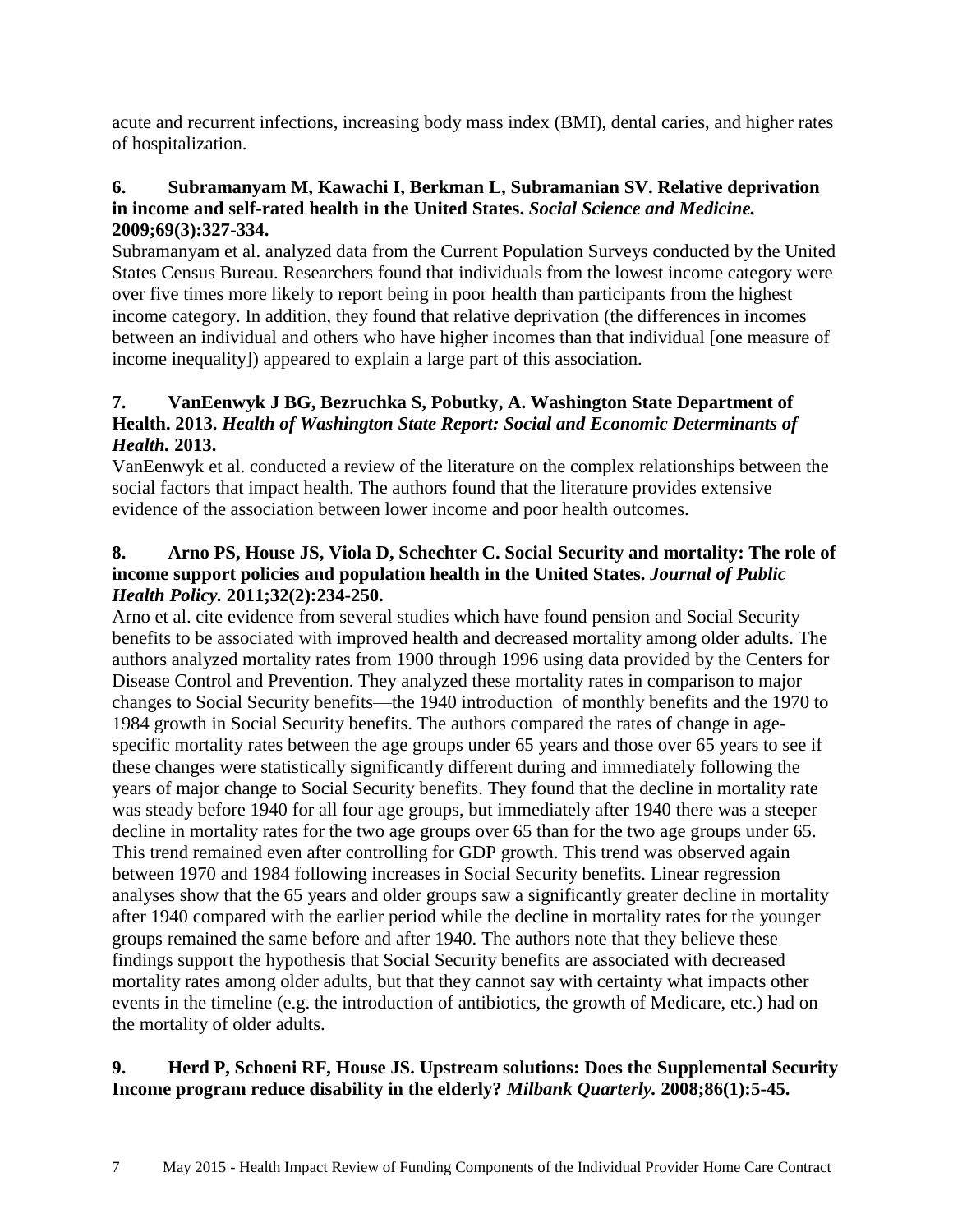acute and recurrent infections, increasing body mass index (BMI), dental caries, and higher rates of hospitalization.

**6. Subramanyam M, Kawachi I, Berkman L, Subramanian SV. Relative deprivation in income and self-rated health in the United States. *Social Science and Medicine.* 2009;69(3):327-334.**

Subramanyam et al. analyzed data from the Current Population Surveys conducted by the United States Census Bureau. Researchers found that individuals from the lowest income category were over five times more likely to report being in poor health than participants from the highest income category. In addition, they found that relative deprivation (the differences in incomes between an individual and others who have higher incomes than that individual [one measure of income inequality]) appeared to explain a large part of this association.

**7. VanEenwyk J BG, Bezruchka S, Pobutky, A. Washington State Department of Health. 2013. *Health of Washington State Report: Social and Economic Determinants of Health.* 2013.**

VanEenwyk et al. conducted a review of the literature on the complex relationships between the social factors that impact health. The authors found that the literature provides extensive evidence of the association between lower income and poor health outcomes.

**8. Arno PS, House JS, Viola D, Schechter C. Social Security and mortality: The role of income support policies and population health in the United States. *Journal of Public Health Policy.* 2011;32(2):234-250.**

Arno et al. cite evidence from several studies which have found pension and Social Security benefits to be associated with improved health and decreased mortality among older adults. The authors analyzed mortality rates from 1900 through 1996 using data provided by the Centers for Disease Control and Prevention. They analyzed these mortality rates in comparison to major changes to Social Security benefits—the 1940 introduction of monthly benefits and the 1970 to 1984 growth in Social Security benefits. The authors compared the rates of change in age-specific mortality rates between the age groups under 65 years and those over 65 years to see if these changes were statistically significantly different during and immediately following the years of major change to Social Security benefits. They found that the decline in mortality rate was steady before 1940 for all four age groups, but immediately after 1940 there was a steeper decline in mortality rates for the two age groups over 65 than for the two age groups under 65. This trend remained even after controlling for GDP growth. This trend was observed again between 1970 and 1984 following increases in Social Security benefits. Linear regression analyses show that the 65 years and older groups saw a significantly greater decline in mortality after 1940 compared with the earlier period while the decline in mortality rates for the younger groups remained the same before and after 1940. The authors note that they believe these findings support the hypothesis that Social Security benefits are associated with decreased mortality rates among older adults, but that they cannot say with certainty what impacts other events in the timeline (e.g. the introduction of antibiotics, the growth of Medicare, etc.) had on the mortality of older adults.

**9. Herd P, Schoeni RF, House JS. Upstream solutions: Does the Supplemental Security Income program reduce disability in the elderly? *Milbank Quarterly.* 2008;86(1):5-45.**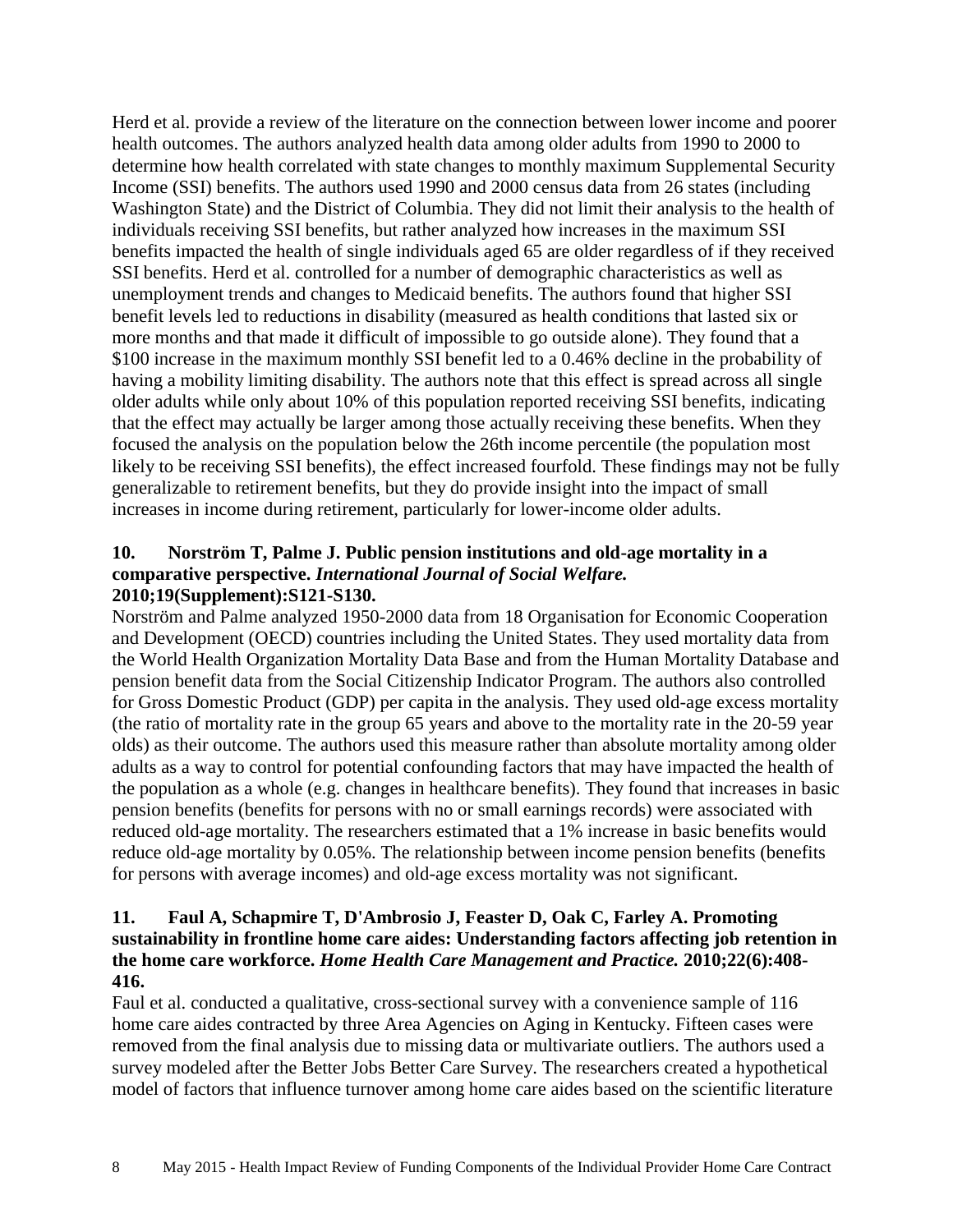Herd et al. provide a review of the literature on the connection between lower income and poorer health outcomes. The authors analyzed health data among older adults from 1990 to 2000 to determine how health correlated with state changes to monthly maximum Supplemental Security Income (SSI) benefits. The authors used 1990 and 2000 census data from 26 states (including Washington State) and the District of Columbia. They did not limit their analysis to the health of individuals receiving SSI benefits, but rather analyzed how increases in the maximum SSI benefits impacted the health of single individuals aged 65 are older regardless of if they received SSI benefits. Herd et al. controlled for a number of demographic characteristics as well as unemployment trends and changes to Medicaid benefits. The authors found that higher SSI benefit levels led to reductions in disability (measured as health conditions that lasted six or more months and that made it difficult of impossible to go outside alone). They found that a \$100 increase in the maximum monthly SSI benefit led to a 0.46% decline in the probability of having a mobility limiting disability. The authors note that this effect is spread across all single older adults while only about 10% of this population reported receiving SSI benefits, indicating that the effect may actually be larger among those actually receiving these benefits. When they focused the analysis on the population below the 26th income percentile (the population most likely to be receiving SSI benefits), the effect increased fourfold. These findings may not be fully generalizable to retirement benefits, but they do provide insight into the impact of small increases in income during retirement, particularly for lower-income older adults.

**10. Norström T, Palme J. Public pension institutions and old-age mortality in a comparative perspective. *International Journal of Social Welfare.* 2010;19(Supplement):S121-S130.**

Norström and Palme analyzed 1950-2000 data from 18 Organisation for Economic Cooperation and Development (OECD) countries including the United States. They used mortality data from the World Health Organization Mortality Data Base and from the Human Mortality Database and pension benefit data from the Social Citizenship Indicator Program. The authors also controlled for Gross Domestic Product (GDP) per capita in the analysis. They used old-age excess mortality (the ratio of mortality rate in the group 65 years and above to the mortality rate in the 20-59 year olds) as their outcome. The authors used this measure rather than absolute mortality among older adults as a way to control for potential confounding factors that may have impacted the health of the population as a whole (e.g. changes in healthcare benefits). They found that increases in basic pension benefits (benefits for persons with no or small earnings records) were associated with reduced old-age mortality. The researchers estimated that a 1% increase in basic benefits would reduce old-age mortality by 0.05%. The relationship between income pension benefits (benefits for persons with average incomes) and old-age excess mortality was not significant.

**11. Faul A, Schapmire T, D'Ambrosio J, Feaster D, Oak C, Farley A. Promoting sustainability in frontline home care aides: Understanding factors affecting job retention in the home care workforce. *Home Health Care Management and Practice.* 2010;22(6):408-416.**

Faul et al. conducted a qualitative, cross-sectional survey with a convenience sample of 116 home care aides contracted by three Area Agencies on Aging in Kentucky. Fifteen cases were removed from the final analysis due to missing data or multivariate outliers. The authors used a survey modeled after the Better Jobs Better Care Survey. The researchers created a hypothetical model of factors that influence turnover among home care aides based on the scientific literature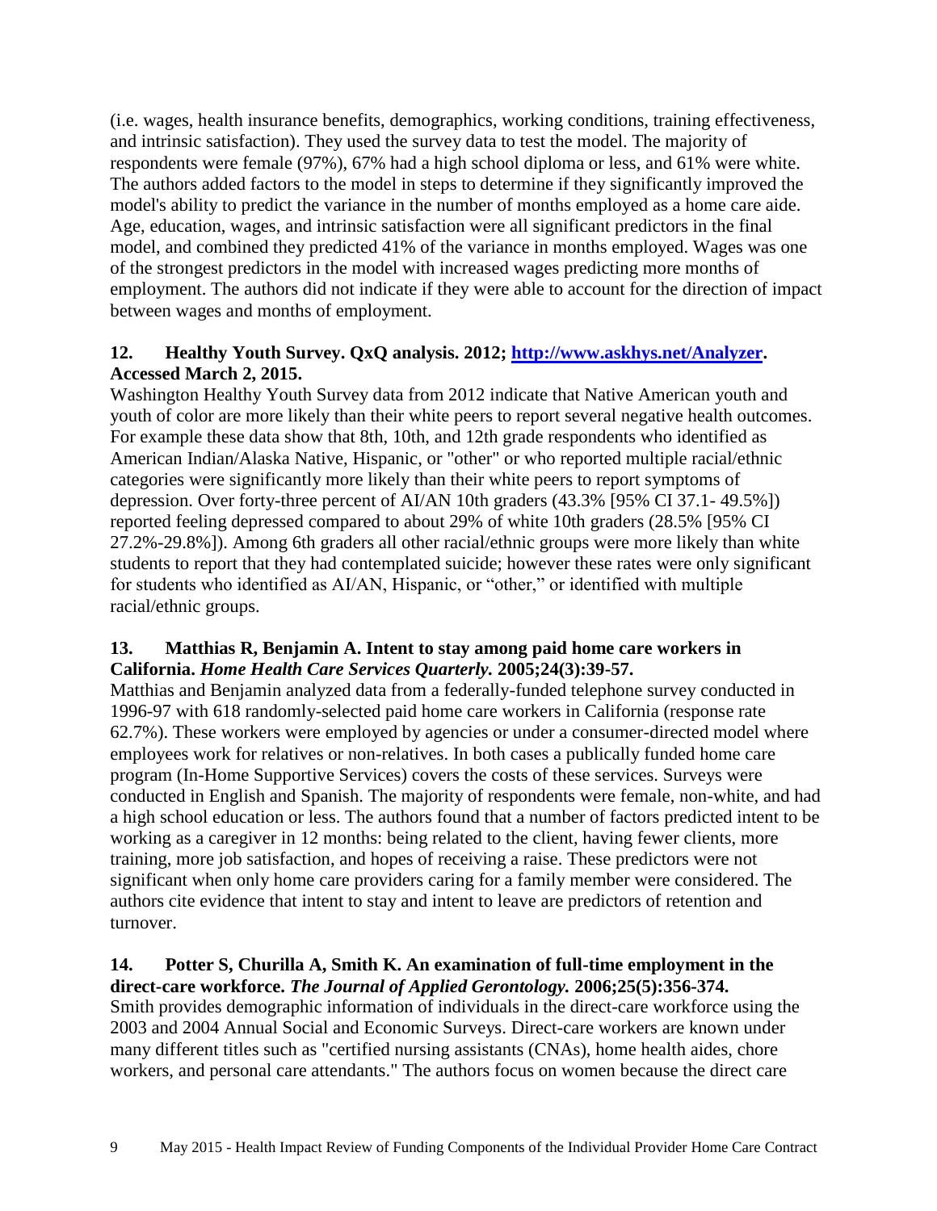(i.e. wages, health insurance benefits, demographics, working conditions, training effectiveness, and intrinsic satisfaction). They used the survey data to test the model. The majority of respondents were female (97%), 67% had a high school diploma or less, and 61% were white. The authors added factors to the model in steps to determine if they significantly improved the model's ability to predict the variance in the number of months employed as a home care aide. Age, education, wages, and intrinsic satisfaction were all significant predictors in the final model, and combined they predicted 41% of the variance in months employed. Wages was one of the strongest predictors in the model with increased wages predicting more months of employment. The authors did not indicate if they were able to account for the direction of impact between wages and months of employment.

**12. Healthy Youth Survey. QxQ analysis. 2012; [http://www.askhys.net/Analyzer](http://www.askhys.net/Analyzer). Accessed March 2, 2015.**

Washington Healthy Youth Survey data from 2012 indicate that Native American youth and youth of color are more likely than their white peers to report several negative health outcomes. For example these data show that 8th, 10th, and 12th grade respondents who identified as American Indian/Alaska Native, Hispanic, or "other" or who reported multiple racial/ethnic categories were significantly more likely than their white peers to report symptoms of depression. Over forty-three percent of AI/AN 10th graders (43.3% [95% CI 37.1- 49.5%]) reported feeling depressed compared to about 29% of white 10th graders (28.5% [95% CI 27.2%-29.8%]). Among 6th graders all other racial/ethnic groups were more likely than white students to report that they had contemplated suicide; however these rates were only significant for students who identified as AI/AN, Hispanic, or "other," or identified with multiple racial/ethnic groups.

**13. Matthias R, Benjamin A. Intent to stay among paid home care workers in California. *Home Health Care Services Quarterly.* 2005;24(3):39-57.**

Matthias and Benjamin analyzed data from a federally-funded telephone survey conducted in 1996-97 with 618 randomly-selected paid home care workers in California (response rate 62.7%). These workers were employed by agencies or under a consumer-directed model where employees work for relatives or non-relatives. In both cases a publically funded home care program (In-Home Supportive Services) covers the costs of these services. Surveys were conducted in English and Spanish. The majority of respondents were female, non-white, and had a high school education or less. The authors found that a number of factors predicted intent to be working as a caregiver in 12 months: being related to the client, having fewer clients, more training, more job satisfaction, and hopes of receiving a raise. These predictors were not significant when only home care providers caring for a family member were considered. The authors cite evidence that intent to stay and intent to leave are predictors of retention and turnover.

**14. Potter S, Churilla A, Smith K. An examination of full-time employment in the direct-care workforce. *The Journal of Applied Gerontology.* 2006;25(5):356-374.**

Smith provides demographic information of individuals in the direct-care workforce using the 2003 and 2004 Annual Social and Economic Surveys. Direct-care workers are known under many different titles such as "certified nursing assistants (CNAs), home health aides, chore workers, and personal care attendants." The authors focus on women because the direct care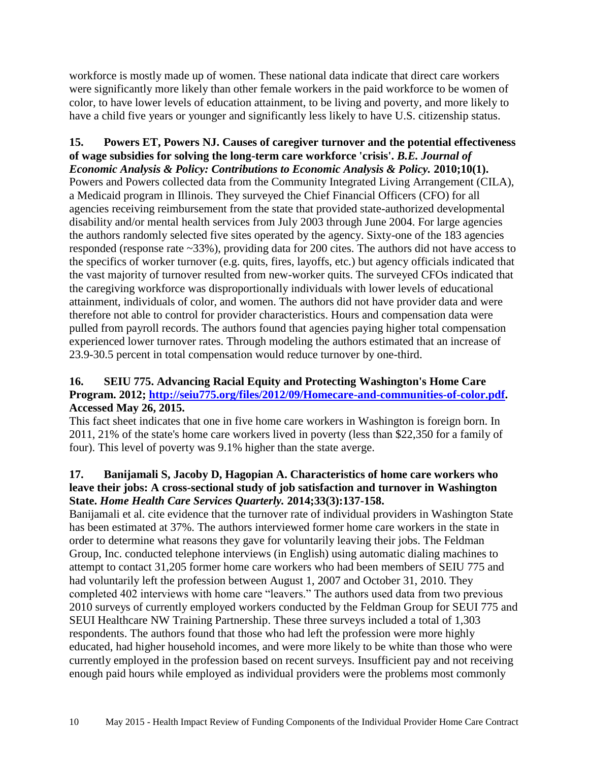workforce is mostly made up of women. These national data indicate that direct care workers were significantly more likely than other female workers in the paid workforce to be women of color, to have lower levels of education attainment, to be living and poverty, and more likely to have a child five years or younger and significantly less likely to have U.S. citizenship status.

**15. Powers ET, Powers NJ. Causes of caregiver turnover and the potential effectiveness of wage subsidies for solving the long-term care workforce 'crisis'. *B.E. Journal of Economic Analysis & Policy: Contributions to Economic Analysis & Policy.* 2010;10(1).**
Powers and Powers collected data from the Community Integrated Living Arrangement (CILA), a Medicaid program in Illinois. They surveyed the Chief Financial Officers (CFO) for all agencies receiving reimbursement from the state that provided state-authorized developmental disability and/or mental health services from July 2003 through June 2004. For large agencies the authors randomly selected five sites operated by the agency. Sixty-one of the 183 agencies responded (response rate ~33%), providing data for 200 cites. The authors did not have access to the specifics of worker turnover (e.g. quits, fires, layoffs, etc.) but agency officials indicated that the vast majority of turnover resulted from new-worker quits. The surveyed CFOs indicated that the caregiving workforce was disproportionally individuals with lower levels of educational attainment, individuals of color, and women. The authors did not have provider data and were therefore not able to control for provider characteristics. Hours and compensation data were pulled from payroll records. The authors found that agencies paying higher total compensation experienced lower turnover rates. Through modeling the authors estimated that an increase of 23.9-30.5 percent in total compensation would reduce turnover by one-third.

**16. SEIU 775. Advancing Racial Equity and Protecting Washington's Home Care Program. 2012; [http://seiu775.org/files/2012/09/Homecare-and-communities-of-color.pdf](http://seiu775.org/files/2012/09/Homecare-and-communities-of-color.pdf). Accessed May 26, 2015.**
This fact sheet indicates that one in five home care workers in Washington is foreign born. In 2011, 21% of the state's home care workers lived in poverty (less than $22,350 for a family of four). This level of poverty was 9.1% higher than the state averge.

**17. Banijamali S, Jacoby D, Hagopian A. Characteristics of home care workers who leave their jobs: A cross-sectional study of job satisfaction and turnover in Washington State. *Home Health Care Services Quarterly.* 2014;33(3):137-158.**
Banijamali et al. cite evidence that the turnover rate of individual providers in Washington State has been estimated at 37%. The authors interviewed former home care workers in the state in order to determine what reasons they gave for voluntarily leaving their jobs. The Feldman Group, Inc. conducted telephone interviews (in English) using automatic dialing machines to attempt to contact 31,205 former home care workers who had been members of SEIU 775 and had voluntarily left the profession between August 1, 2007 and October 31, 2010. They completed 402 interviews with home care "leavers." The authors used data from two previous 2010 surveys of currently employed workers conducted by the Feldman Group for SEUI 775 and SEUI Healthcare NW Training Partnership. These three surveys included a total of 1,303 respondents. The authors found that those who had left the profession were more highly educated, had higher household incomes, and were more likely to be white than those who were currently employed in the profession based on recent surveys. Insufficient pay and not receiving enough paid hours while employed as individual providers were the problems most commonly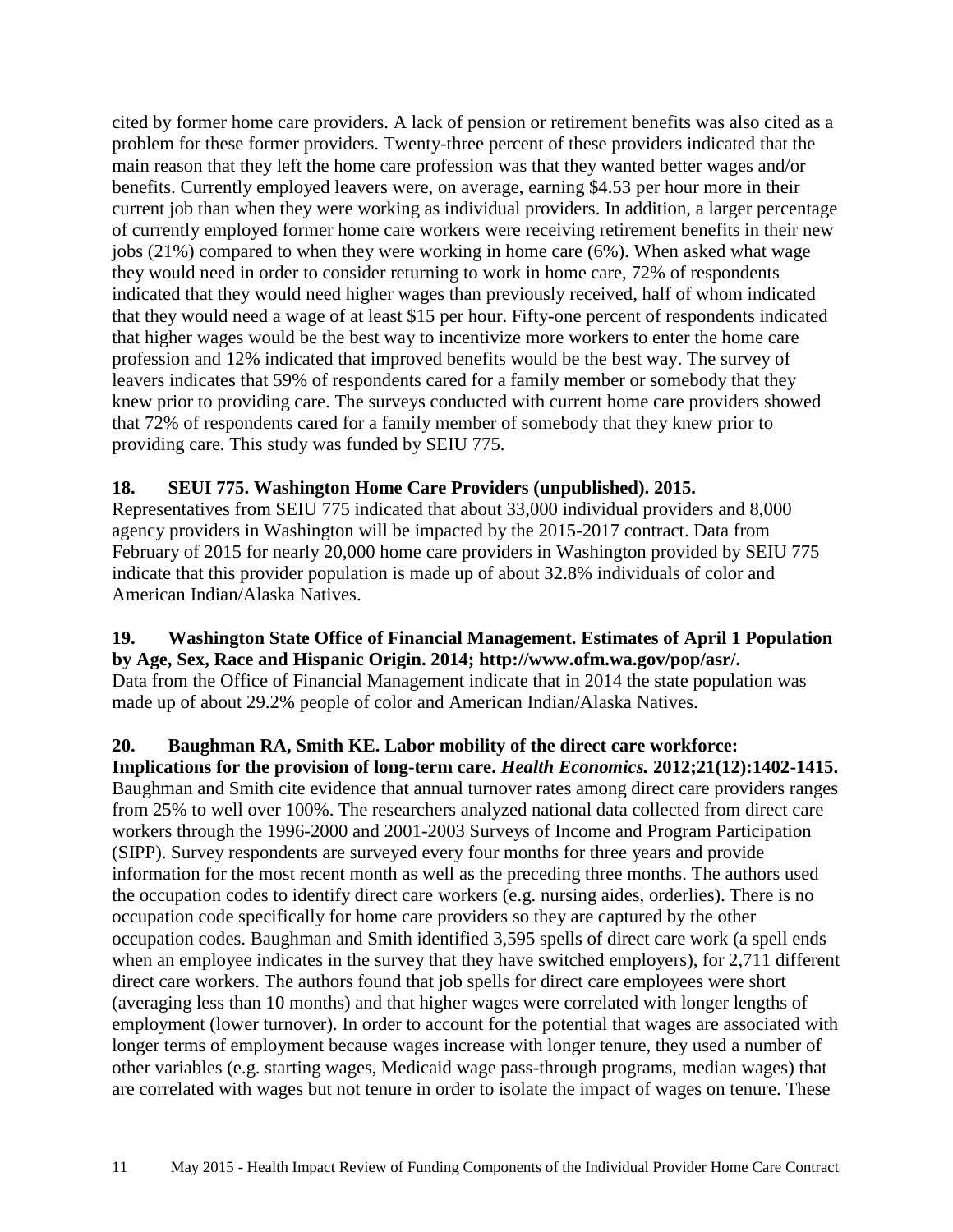cited by former home care providers. A lack of pension or retirement benefits was also cited as a problem for these former providers. Twenty-three percent of these providers indicated that the main reason that they left the home care profession was that they wanted better wages and/or benefits. Currently employed leavers were, on average, earning $4.53 per hour more in their current job than when they were working as individual providers. In addition, a larger percentage of currently employed former home care workers were receiving retirement benefits in their new jobs (21%) compared to when they were working in home care (6%). When asked what wage they would need in order to consider returning to work in home care, 72% of respondents indicated that they would need higher wages than previously received, half of whom indicated that they would need a wage of at least $15 per hour. Fifty-one percent of respondents indicated that higher wages would be the best way to incentivize more workers to enter the home care profession and 12% indicated that improved benefits would be the best way. The survey of leavers indicates that 59% of respondents cared for a family member or somebody that they knew prior to providing care. The surveys conducted with current home care providers showed that 72% of respondents cared for a family member of somebody that they knew prior to providing care. This study was funded by SEIU 775.

**18. SEUI 775. Washington Home Care Providers (unpublished). 2015.**
Representatives from SEIU 775 indicated that about 33,000 individual providers and 8,000 agency providers in Washington will be impacted by the 2015-2017 contract. Data from February of 2015 for nearly 20,000 home care providers in Washington provided by SEIU 775 indicate that this provider population is made up of about 32.8% individuals of color and American Indian/Alaska Natives.

**19. Washington State Office of Financial Management. Estimates of April 1 Population by Age, Sex, Race and Hispanic Origin. 2014; http://www.ofm.wa.gov/pop/asr/.**
Data from the Office of Financial Management indicate that in 2014 the state population was made up of about 29.2% people of color and American Indian/Alaska Natives.

**20. Baughman RA, Smith KE. Labor mobility of the direct care workforce: Implications for the provision of long-term care. *Health Economics.* 2012;21(12):1402-1415.**
Baughman and Smith cite evidence that annual turnover rates among direct care providers ranges from 25% to well over 100%. The researchers analyzed national data collected from direct care workers through the 1996-2000 and 2001-2003 Surveys of Income and Program Participation (SIPP). Survey respondents are surveyed every four months for three years and provide information for the most recent month as well as the preceding three months. The authors used the occupation codes to identify direct care workers (e.g. nursing aides, orderlies). There is no occupation code specifically for home care providers so they are captured by the other occupation codes. Baughman and Smith identified 3,595 spells of direct care work (a spell ends when an employee indicates in the survey that they have switched employers), for 2,711 different direct care workers. The authors found that job spells for direct care employees were short (averaging less than 10 months) and that higher wages were correlated with longer lengths of employment (lower turnover). In order to account for the potential that wages are associated with longer terms of employment because wages increase with longer tenure, they used a number of other variables (e.g. starting wages, Medicaid wage pass-through programs, median wages) that are correlated with wages but not tenure in order to isolate the impact of wages on tenure. These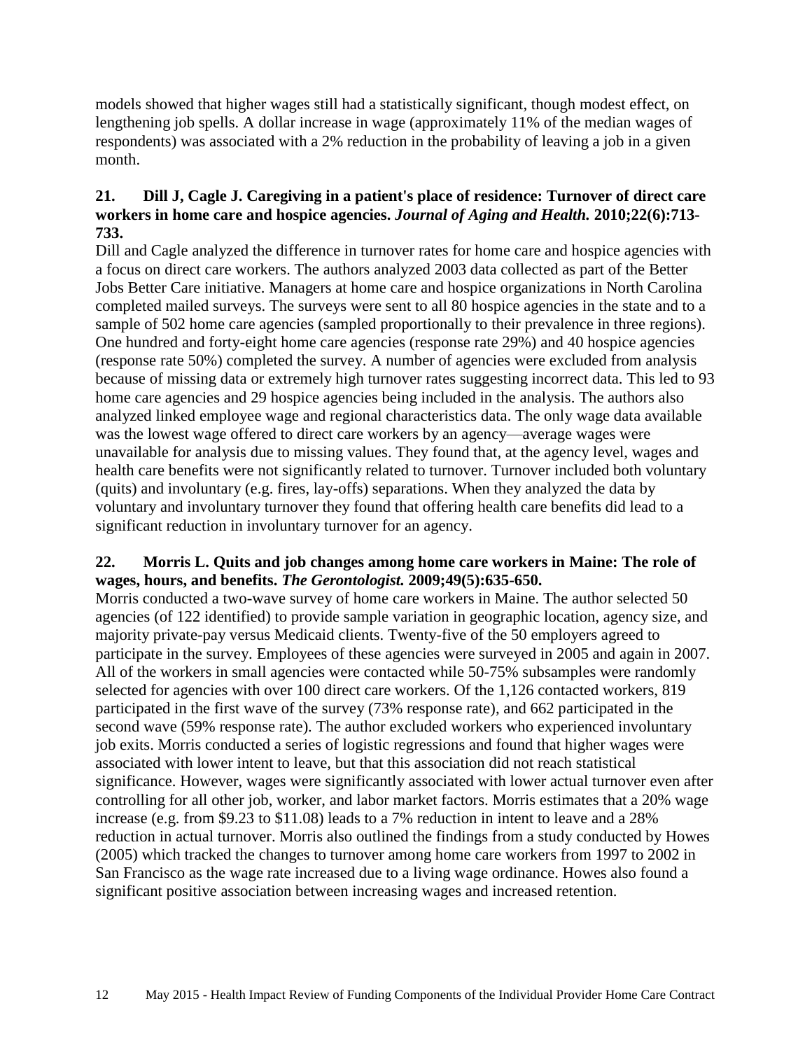models showed that higher wages still had a statistically significant, though modest effect, on lengthening job spells. A dollar increase in wage (approximately 11% of the median wages of respondents) was associated with a 2% reduction in the probability of leaving a job in a given month.

**21. Dill J, Cagle J. Caregiving in a patient's place of residence: Turnover of direct care workers in home care and hospice agencies. *Journal of Aging and Health.* 2010;22(6):713-733.**

Dill and Cagle analyzed the difference in turnover rates for home care and hospice agencies with a focus on direct care workers. The authors analyzed 2003 data collected as part of the Better Jobs Better Care initiative. Managers at home care and hospice organizations in North Carolina completed mailed surveys. The surveys were sent to all 80 hospice agencies in the state and to a sample of 502 home care agencies (sampled proportionally to their prevalence in three regions). One hundred and forty-eight home care agencies (response rate 29%) and 40 hospice agencies (response rate 50%) completed the survey. A number of agencies were excluded from analysis because of missing data or extremely high turnover rates suggesting incorrect data. This led to 93 home care agencies and 29 hospice agencies being included in the analysis. The authors also analyzed linked employee wage and regional characteristics data. The only wage data available was the lowest wage offered to direct care workers by an agency—average wages were unavailable for analysis due to missing values. They found that, at the agency level, wages and health care benefits were not significantly related to turnover. Turnover included both voluntary (quits) and involuntary (e.g. fires, lay-offs) separations. When they analyzed the data by voluntary and involuntary turnover they found that offering health care benefits did lead to a significant reduction in involuntary turnover for an agency.

**22. Morris L. Quits and job changes among home care workers in Maine: The role of wages, hours, and benefits. *The Gerontologist.* 2009;49(5):635-650.**

Morris conducted a two-wave survey of home care workers in Maine. The author selected 50 agencies (of 122 identified) to provide sample variation in geographic location, agency size, and majority private-pay versus Medicaid clients. Twenty-five of the 50 employers agreed to participate in the survey. Employees of these agencies were surveyed in 2005 and again in 2007. All of the workers in small agencies were contacted while 50-75% subsamples were randomly selected for agencies with over 100 direct care workers. Of the 1,126 contacted workers, 819 participated in the first wave of the survey (73% response rate), and 662 participated in the second wave (59% response rate). The author excluded workers who experienced involuntary job exits. Morris conducted a series of logistic regressions and found that higher wages were associated with lower intent to leave, but that this association did not reach statistical significance. However, wages were significantly associated with lower actual turnover even after controlling for all other job, worker, and labor market factors. Morris estimates that a 20% wage increase (e.g. from $9.23 to $11.08) leads to a 7% reduction in intent to leave and a 28% reduction in actual turnover. Morris also outlined the findings from a study conducted by Howes (2005) which tracked the changes to turnover among home care workers from 1997 to 2002 in San Francisco as the wage rate increased due to a living wage ordinance. Howes also found a significant positive association between increasing wages and increased retention.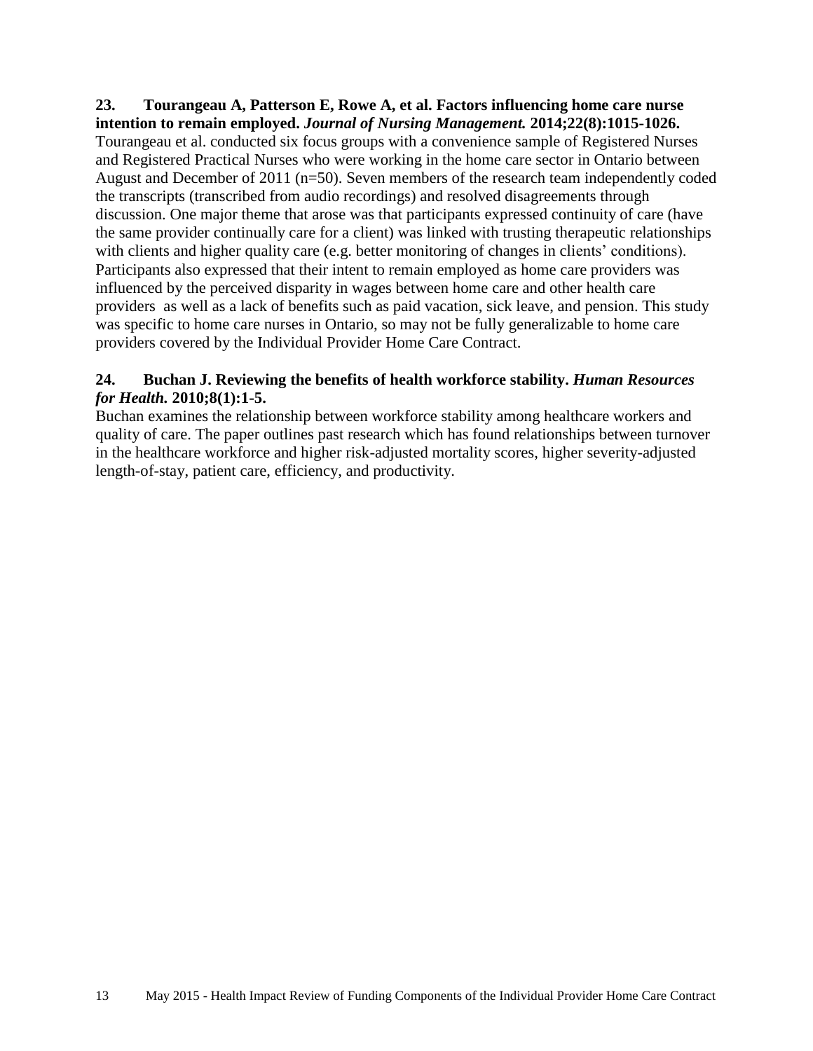**23. Tourangeau A, Patterson E, Rowe A, et al. Factors influencing home care nurse intention to remain employed. *Journal of Nursing Management.* 2014;22(8):1015-1026.**
Tourangeau et al. conducted six focus groups with a convenience sample of Registered Nurses and Registered Practical Nurses who were working in the home care sector in Ontario between August and December of 2011 (n=50). Seven members of the research team independently coded the transcripts (transcribed from audio recordings) and resolved disagreements through discussion. One major theme that arose was that participants expressed continuity of care (have the same provider continually care for a client) was linked with trusting therapeutic relationships with clients and higher quality care (e.g. better monitoring of changes in clients' conditions). Participants also expressed that their intent to remain employed as home care providers was influenced by the perceived disparity in wages between home care and other health care providers as well as a lack of benefits such as paid vacation, sick leave, and pension. This study was specific to home care nurses in Ontario, so may not be fully generalizable to home care providers covered by the Individual Provider Home Care Contract.

**24. Buchan J. Reviewing the benefits of health workforce stability. *Human Resources for Health.* 2010;8(1):1-5.**
Buchan examines the relationship between workforce stability among healthcare workers and quality of care. The paper outlines past research which has found relationships between turnover in the healthcare workforce and higher risk-adjusted mortality scores, higher severity-adjusted length-of-stay, patient care, efficiency, and productivity.